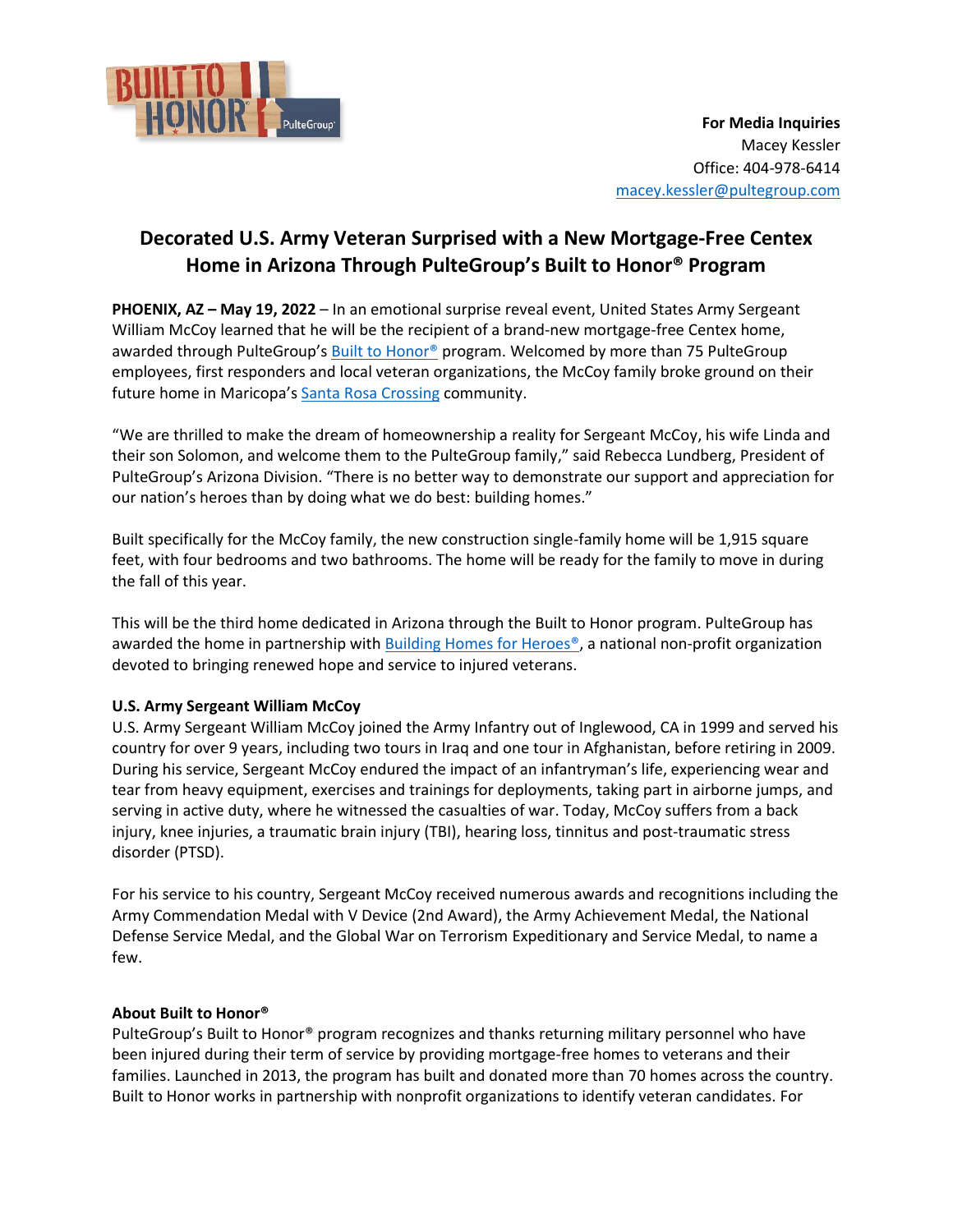**For Media Inquiries**
Macey Kessler
Office: 404-978-6414
macey.kessler@pultegroup.com

# Decorated U.S. Army Veteran Surprised with a New Mortgage-Free Centex Home in Arizona Through PulteGroup's Built to Honor® Program

**PHOENIX, AZ – May 19, 2022** – In an emotional surprise reveal event, United States Army Sergeant William McCoy learned that he will be the recipient of a brand-new mortgage-free Centex home, awarded through PulteGroup's Built to Honor® program. Welcomed by more than 75 PulteGroup employees, first responders and local veteran organizations, the McCoy family broke ground on their future home in Maricopa's Santa Rosa Crossing community.

"We are thrilled to make the dream of homeownership a reality for Sergeant McCoy, his wife Linda and their son Solomon, and welcome them to the PulteGroup family," said Rebecca Lundberg, President of PulteGroup's Arizona Division. "There is no better way to demonstrate our support and appreciation for our nation's heroes than by doing what we do best: building homes."

Built specifically for the McCoy family, the new construction single-family home will be 1,915 square feet, with four bedrooms and two bathrooms. The home will be ready for the family to move in during the fall of this year.

This will be the third home dedicated in Arizona through the Built to Honor program. PulteGroup has awarded the home in partnership with Building Homes for Heroes®, a national non-profit organization devoted to bringing renewed hope and service to injured veterans.

**U.S. Army Sergeant William McCoy**
U.S. Army Sergeant William McCoy joined the Army Infantry out of Inglewood, CA in 1999 and served his country for over 9 years, including two tours in Iraq and one tour in Afghanistan, before retiring in 2009. During his service, Sergeant McCoy endured the impact of an infantryman's life, experiencing wear and tear from heavy equipment, exercises and trainings for deployments, taking part in airborne jumps, and serving in active duty, where he witnessed the casualties of war. Today, McCoy suffers from a back injury, knee injuries, a traumatic brain injury (TBI), hearing loss, tinnitus and post-traumatic stress disorder (PTSD).

For his service to his country, Sergeant McCoy received numerous awards and recognitions including the Army Commendation Medal with V Device (2nd Award), the Army Achievement Medal, the National Defense Service Medal, and the Global War on Terrorism Expeditionary and Service Medal, to name a few.

**About Built to Honor®**
PulteGroup's Built to Honor® program recognizes and thanks returning military personnel who have been injured during their term of service by providing mortgage-free homes to veterans and their families. Launched in 2013, the program has built and donated more than 70 homes across the country. Built to Honor works in partnership with nonprofit organizations to identify veteran candidates. For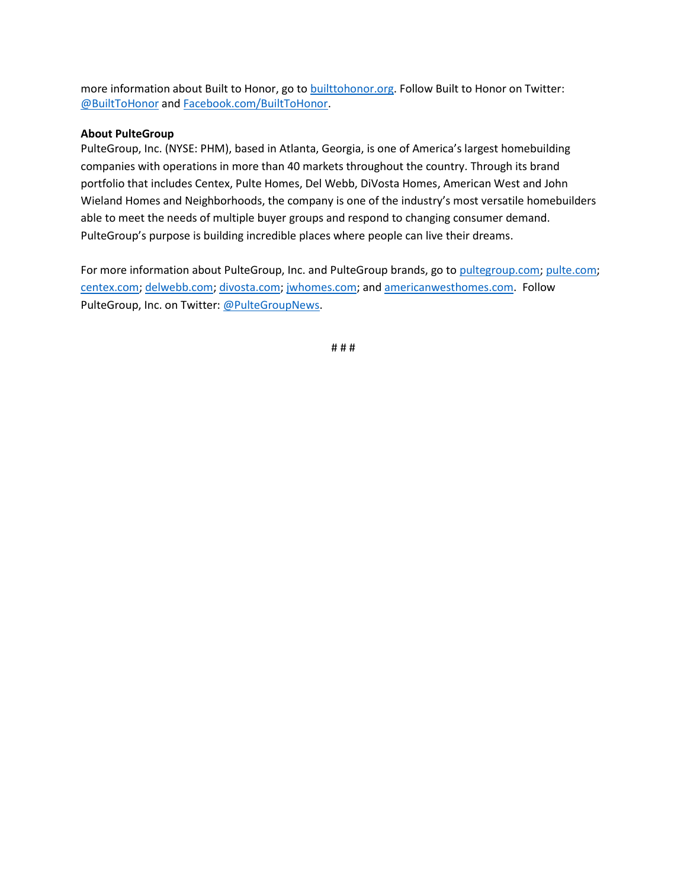more information about Built to Honor, go to builttohonor.org. Follow Built to Honor on Twitter: @BuiltToHonor and Facebook.com/BuiltToHonor.

**About PulteGroup**

PulteGroup, Inc. (NYSE: PHM), based in Atlanta, Georgia, is one of America's largest homebuilding companies with operations in more than 40 markets throughout the country. Through its brand portfolio that includes Centex, Pulte Homes, Del Webb, DiVosta Homes, American West and John Wieland Homes and Neighborhoods, the company is one of the industry's most versatile homebuilders able to meet the needs of multiple buyer groups and respond to changing consumer demand. PulteGroup's purpose is building incredible places where people can live their dreams.

For more information about PulteGroup, Inc. and PulteGroup brands, go to pultegroup.com; pulte.com; centex.com; delwebb.com; divosta.com; jwhomes.com; and americanwesthomes.com. Follow PulteGroup, Inc. on Twitter: @PulteGroupNews.

# # #